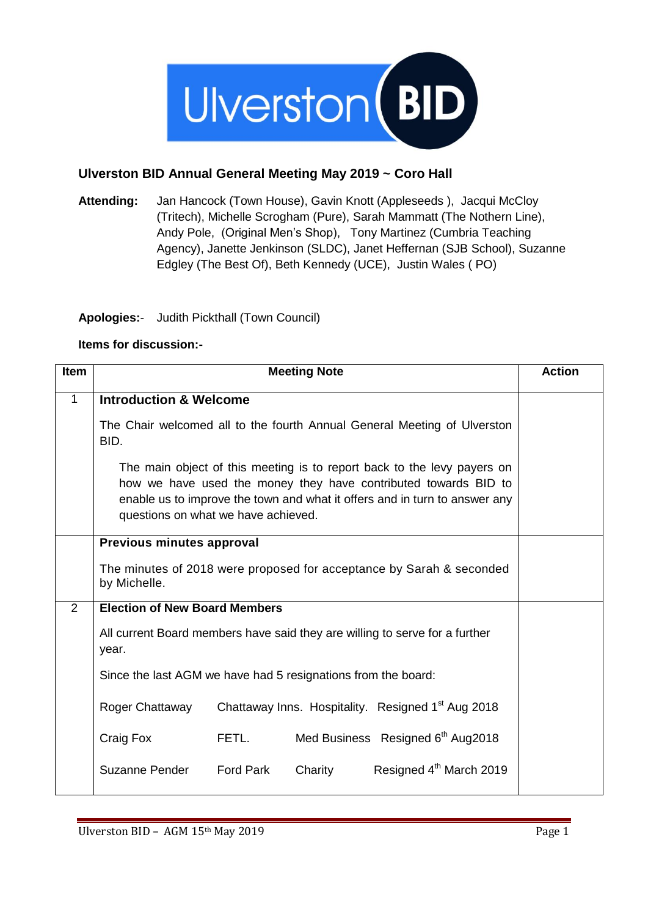Ulverston BID

## Ulverston BID Annual General Meeting May 2019 ~ Coro Hall

**Attending:** Jan Hancock (Town House), Gavin Knott (Appleseeds ), Jacqui McCloy (Tritech), Michelle Scrogham (Pure), Sarah Mammatt (The Nothern Line), Andy Pole, (Original Men's Shop), Tony Martinez (Cumbria Teaching Agency), Janette Jenkinson (SLDC), Janet Heffernan (SJB School), Suzanne Edgley (The Best Of), Beth Kennedy (UCE), Justin Wales ( PO)

**Apologies:**- Judith Pickthall (Town Council)

**Items for discussion:-**

| Item | Meeting Note | Action |
|---|---|---|
| 1 | **Introduction & Welcome**<br><br>The Chair welcomed all to the fourth Annual General Meeting of Ulverston BID.<br><br>The main object of this meeting is to report back to the levy payers on how we have used the money they have contributed towards BID to enable us to improve the town and what it offers and in turn to answer any questions on what we have achieved. | |
| | **Previous minutes approval**<br><br>The minutes of 2018 were proposed for acceptance by Sarah & seconded by Michelle. | |
| 2 | **Election of New Board Members**<br><br>All current Board members have said they are willing to serve for a further year.<br><br>Since the last AGM we have had 5 resignations from the board:<br><br>Roger Chattaway — Chattaway Inns. Hospitality. Resigned 1st Aug 2018<br><br>Craig Fox — FETL. Med Business Resigned 6th Aug2018<br><br>Suzanne Pender — Ford Park Charity Resigned 4th March 2019 | |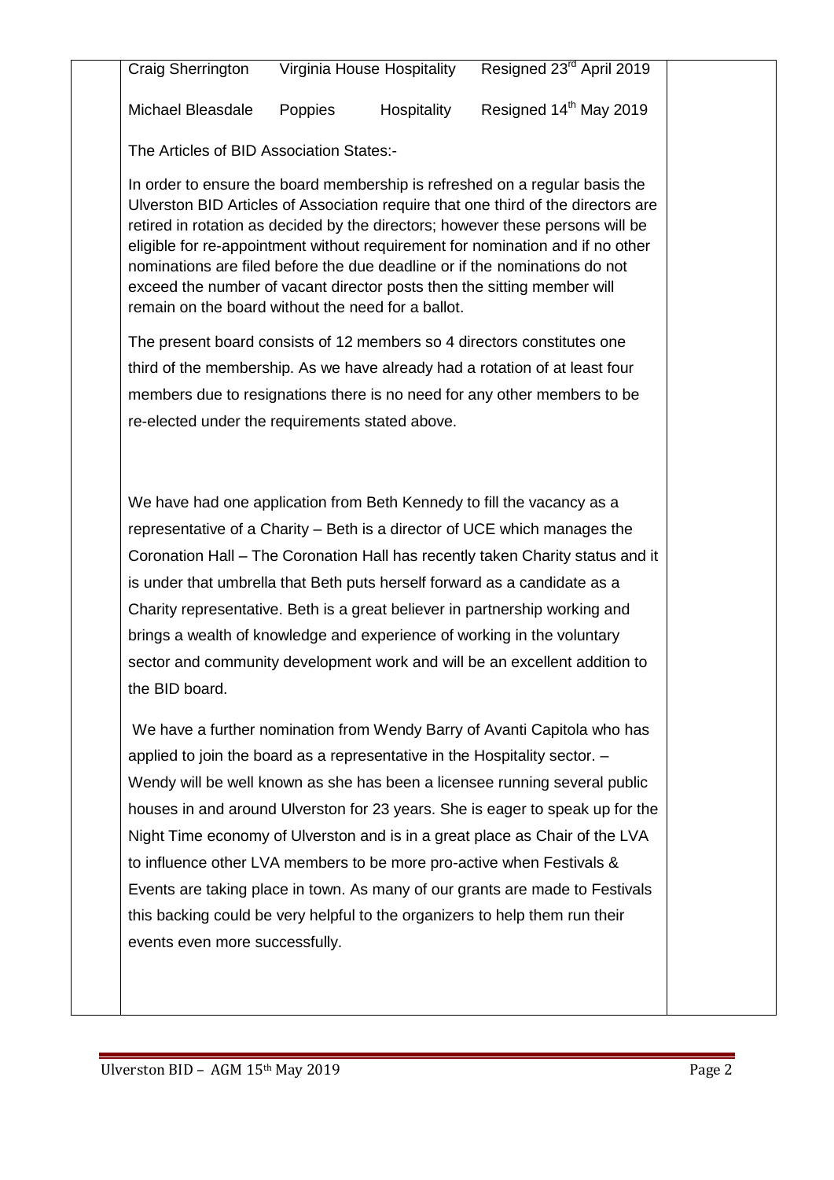| Craig Sherrington | Virginia House | Hospitality | Resigned 23rd April 2019 |
|---|---|---|---|
| Michael Bleasdale | Poppies | Hospitality | Resigned 14th May 2019 |

The Articles of BID Association States:-

In order to ensure the board membership is refreshed on a regular basis the Ulverston BID Articles of Association require that one third of the directors are retired in rotation as decided by the directors; however these persons will be eligible for re-appointment without requirement for nomination and if no other nominations are filed before the due deadline or if the nominations do not exceed the number of vacant director posts then the sitting member will remain on the board without the need for a ballot.

The present board consists of 12 members so 4 directors constitutes one third of the membership. As we have already had a rotation of at least four members due to resignations there is no need for any other members to be re-elected under the requirements stated above.

We have had one application from Beth Kennedy to fill the vacancy as a representative of a Charity – Beth is a director of UCE which manages the Coronation Hall – The Coronation Hall has recently taken Charity status and it is under that umbrella that Beth puts herself forward as a candidate as a Charity representative. Beth is a great believer in partnership working and brings a wealth of knowledge and experience of working in the voluntary sector and community development work and will be an excellent addition to the BID board.

We have a further nomination from Wendy Barry of Avanti Capitola who has applied to join the board as a representative in the Hospitality sector. – Wendy will be well known as she has been a licensee running several public houses in and around Ulverston for 23 years. She is eager to speak up for the Night Time economy of Ulverston and is in a great place as Chair of the LVA to influence other LVA members to be more pro-active when Festivals & Events are taking place in town. As many of our grants are made to Festivals this backing could be very helpful to the organizers to help them run their events even more successfully.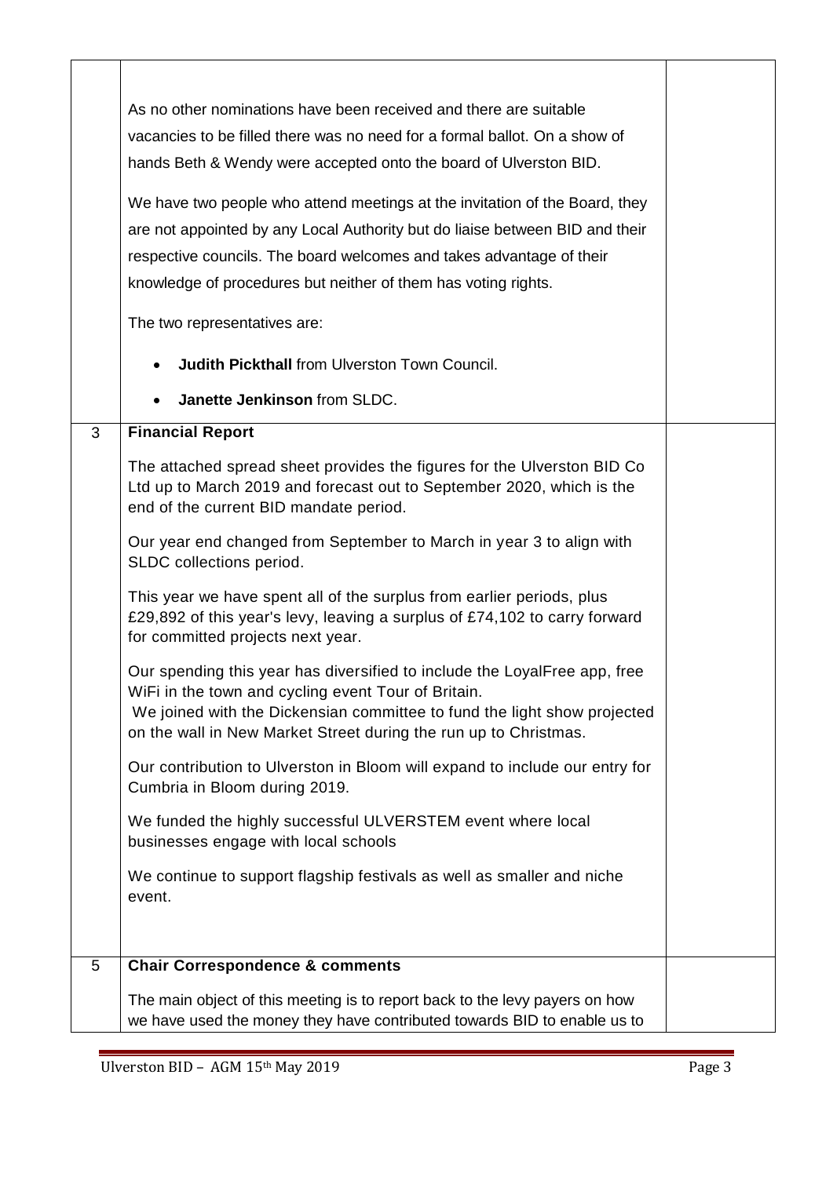| | | |
|---|---|---|
| | As no other nominations have been received and there are suitable vacancies to be filled there was no need for a formal ballot. On a show of hands Beth & Wendy were accepted onto the board of Ulverston BID.<br><br>We have two people who attend meetings at the invitation of the Board, they are not appointed by any Local Authority but do liaise between BID and their respective councils. The board welcomes and takes advantage of their knowledge of procedures but neither of them has voting rights.<br><br>The two representatives are:<br><br>• **Judith Pickthall** from Ulverston Town Council.<br>• **Janette Jenkinson** from SLDC. | |
| 3 | **Financial Report**<br><br>The attached spread sheet provides the figures for the Ulverston BID Co Ltd up to March 2019 and forecast out to September 2020, which is the end of the current BID mandate period.<br><br>Our year end changed from September to March in year 3 to align with SLDC collections period.<br><br>This year we have spent all of the surplus from earlier periods, plus £29,892 of this year's levy, leaving a surplus of £74,102 to carry forward for committed projects next year.<br><br>Our spending this year has diversified to include the LoyalFree app, free WiFi in the town and cycling event Tour of Britain.<br>We joined with the Dickensian committee to fund the light show projected on the wall in New Market Street during the run up to Christmas.<br><br>Our contribution to Ulverston in Bloom will expand to include our entry for Cumbria in Bloom during 2019.<br><br>We funded the highly successful ULVERSTEM event where local businesses engage with local schools<br><br>We continue to support flagship festivals as well as smaller and niche event. | |
| 5 | **Chair Correspondence & comments**<br><br>The main object of this meeting is to report back to the levy payers on how we have used the money they have contributed towards BID to enable us to | |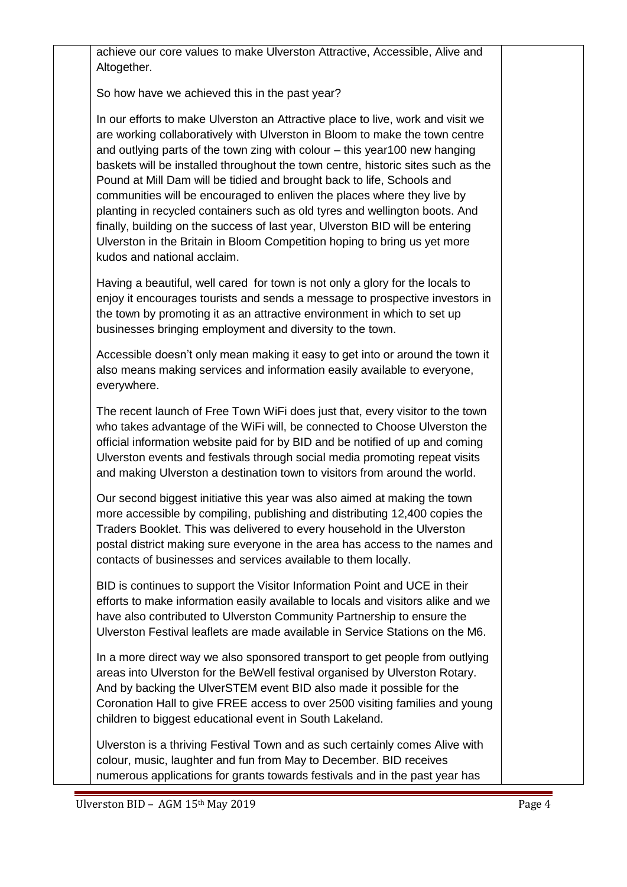achieve our core values to make Ulverston Attractive, Accessible, Alive and Altogether.

So how have we achieved this in the past year?

In our efforts to make Ulverston an Attractive place to live, work and visit we are working collaboratively with Ulverston in Bloom to make the town centre and outlying parts of the town zing with colour – this year100 new hanging baskets will be installed throughout the town centre, historic sites such as the Pound at Mill Dam will be tidied and brought back to life, Schools and communities will be encouraged to enliven the places where they live by planting in recycled containers such as old tyres and wellington boots. And finally, building on the success of last year, Ulverston BID will be entering Ulverston in the Britain in Bloom Competition hoping to bring us yet more kudos and national acclaim.

Having a beautiful, well cared for town is not only a glory for the locals to enjoy it encourages tourists and sends a message to prospective investors in the town by promoting it as an attractive environment in which to set up businesses bringing employment and diversity to the town.

Accessible doesn't only mean making it easy to get into or around the town it also means making services and information easily available to everyone, everywhere.

The recent launch of Free Town WiFi does just that, every visitor to the town who takes advantage of the WiFi will, be connected to Choose Ulverston the official information website paid for by BID and be notified of up and coming Ulverston events and festivals through social media promoting repeat visits and making Ulverston a destination town to visitors from around the world.

Our second biggest initiative this year was also aimed at making the town more accessible by compiling, publishing and distributing 12,400 copies the Traders Booklet. This was delivered to every household in the Ulverston postal district making sure everyone in the area has access to the names and contacts of businesses and services available to them locally.

BID is continues to support the Visitor Information Point and UCE in their efforts to make information easily available to locals and visitors alike and we have also contributed to Ulverston Community Partnership to ensure the Ulverston Festival leaflets are made available in Service Stations on the M6.

In a more direct way we also sponsored transport to get people from outlying areas into Ulverston for the BeWell festival organised by Ulverston Rotary. And by backing the UlverSTEM event BID also made it possible for the Coronation Hall to give FREE access to over 2500 visiting families and young children to biggest educational event in South Lakeland.

Ulverston is a thriving Festival Town and as such certainly comes Alive with colour, music, laughter and fun from May to December. BID receives numerous applications for grants towards festivals and in the past year has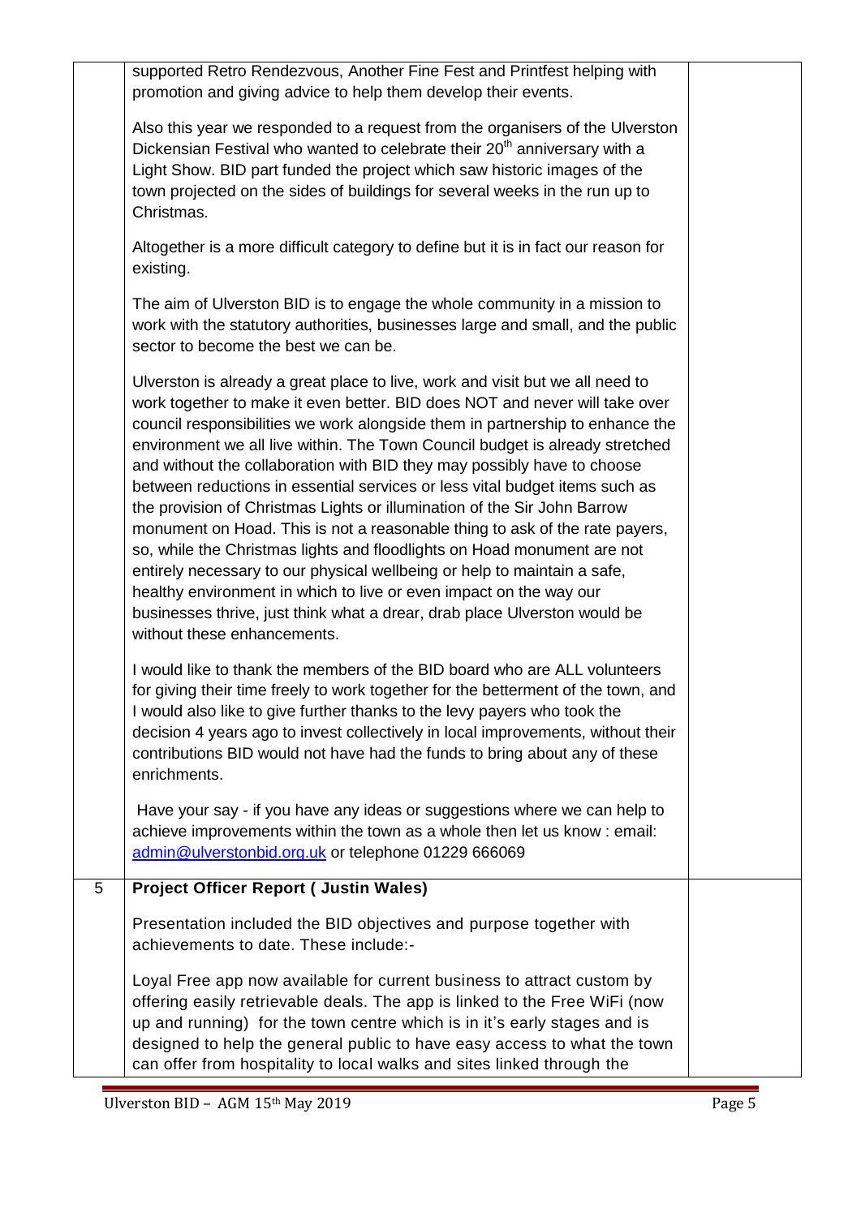| | | |
|---|---|---|
| | supported Retro Rendezvous, Another Fine Fest and Printfest helping with promotion and giving advice to help them develop their events.<br><br>Also this year we responded to a request from the organisers of the Ulverston Dickensian Festival who wanted to celebrate their 20th anniversary with a Light Show. BID part funded the project which saw historic images of the town projected on the sides of buildings for several weeks in the run up to Christmas.<br><br>Altogether is a more difficult category to define but it is in fact our reason for existing.<br><br>The aim of Ulverston BID is to engage the whole community in a mission to work with the statutory authorities, businesses large and small, and the public sector to become the best we can be.<br><br>Ulverston is already a great place to live, work and visit but we all need to work together to make it even better. BID does NOT and never will take over council responsibilities we work alongside them in partnership to enhance the environment we all live within. The Town Council budget is already stretched and without the collaboration with BID they may possibly have to choose between reductions in essential services or less vital budget items such as the provision of Christmas Lights or illumination of the Sir John Barrow monument on Hoad. This is not a reasonable thing to ask of the rate payers, so, while the Christmas lights and floodlights on Hoad monument are not entirely necessary to our physical wellbeing or help to maintain a safe, healthy environment in which to live or even impact on the way our businesses thrive, just think what a drear, drab place Ulverston would be without these enhancements.<br><br>I would like to thank the members of the BID board who are ALL volunteers for giving their time freely to work together for the betterment of the town, and I would also like to give further thanks to the levy payers who took the decision 4 years ago to invest collectively in local improvements, without their contributions BID would not have had the funds to bring about any of these enrichments.<br><br>Have your say - if you have any ideas or suggestions where we can help to achieve improvements within the town as a whole then let us know : email: admin@ulverstonbid.org.uk or telephone 01229 666069 | |
| 5 | **Project Officer Report ( Justin Wales)**<br><br>Presentation included the BID objectives and purpose together with achievements to date. These include:-<br><br>Loyal Free app now available for current business to attract custom by offering easily retrievable deals. The app is linked to the Free WiFi (now up and running) for the town centre which is in it's early stages and is designed to help the general public to have easy access to what the town can offer from hospitality to local walks and sites linked through the | |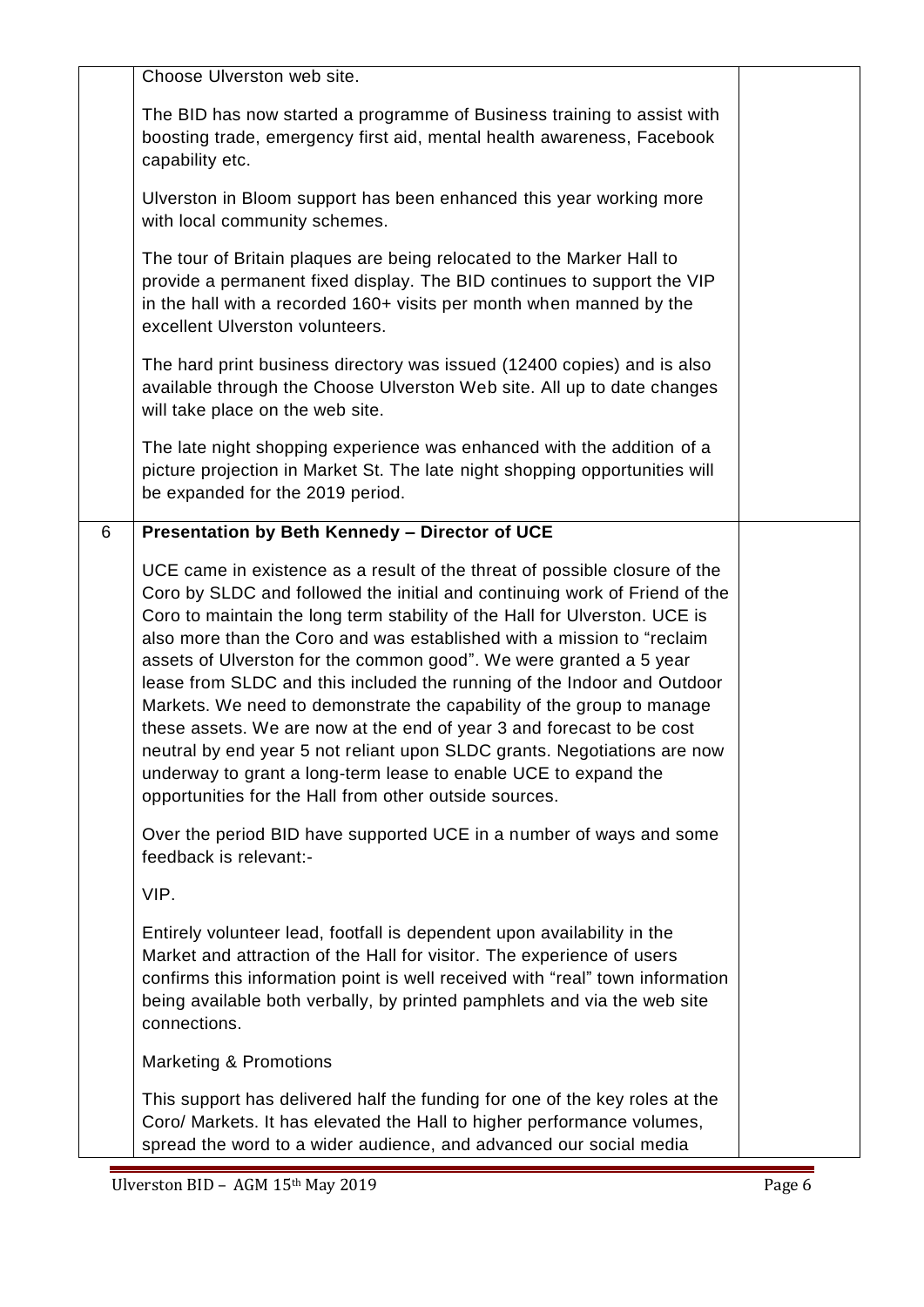| | | |
|---|---|---|
| | Choose Ulverston web site.<br><br>The BID has now started a programme of Business training to assist with boosting trade, emergency first aid, mental health awareness, Facebook capability etc.<br><br>Ulverston in Bloom support has been enhanced this year working more with local community schemes.<br><br>The tour of Britain plaques are being relocated to the Marker Hall to provide a permanent fixed display. The BID continues to support the VIP in the hall with a recorded 160+ visits per month when manned by the excellent Ulverston volunteers.<br><br>The hard print business directory was issued (12400 copies) and is also available through the Choose Ulverston Web site. All up to date changes will take place on the web site.<br><br>The late night shopping experience was enhanced with the addition of a picture projection in Market St. The late night shopping opportunities will be expanded for the 2019 period. | |
| 6 | **Presentation by Beth Kennedy – Director of UCE**<br><br>UCE came in existence as a result of the threat of possible closure of the Coro by SLDC and followed the initial and continuing work of Friend of the Coro to maintain the long term stability of the Hall for Ulverston. UCE is also more than the Coro and was established with a mission to "reclaim assets of Ulverston for the common good". We were granted a 5 year lease from SLDC and this included the running of the Indoor and Outdoor Markets. We need to demonstrate the capability of the group to manage these assets. We are now at the end of year 3 and forecast to be cost neutral by end year 5 not reliant upon SLDC grants. Negotiations are now underway to grant a long-term lease to enable UCE to expand the opportunities for the Hall from other outside sources.<br><br>Over the period BID have supported UCE in a number of ways and some feedback is relevant:-<br><br>VIP.<br><br>Entirely volunteer lead, footfall is dependent upon availability in the Market and attraction of the Hall for visitor. The experience of users confirms this information point is well received with "real" town information being available both verbally, by printed pamphlets and via the web site connections.<br><br>Marketing & Promotions<br><br>This support has delivered half the funding for one of the key roles at the Coro/ Markets. It has elevated the Hall to higher performance volumes, spread the word to a wider audience, and advanced our social media | |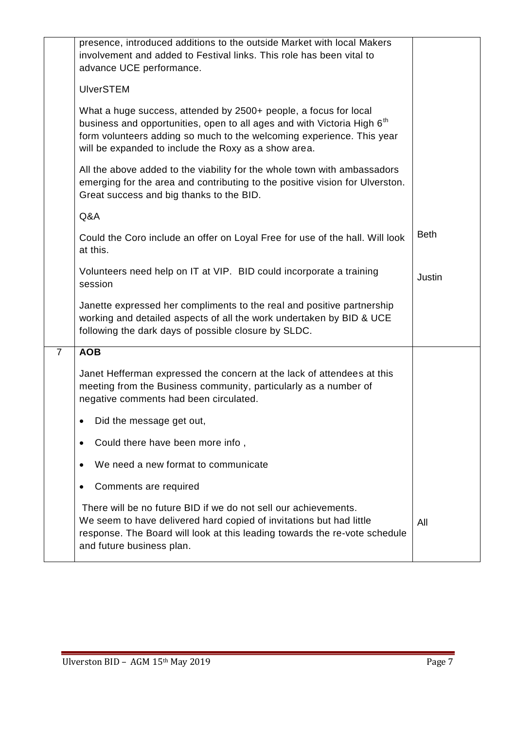| | | |
|---|---|---|
| | presence, introduced additions to the outside Market with local Makers involvement and added to Festival links. This role has been vital to advance UCE performance.<br><br>UlverSTEM<br><br>What a huge success, attended by 2500+ people, a focus for local business and opportunities, open to all ages and with Victoria High 6th form volunteers adding so much to the welcoming experience. This year will be expanded to include the Roxy as a show area.<br><br>All the above added to the viability for the whole town with ambassadors emerging for the area and contributing to the positive vision for Ulverston. Great success and big thanks to the BID.<br><br>Q&A<br><br>Could the Coro include an offer on Loyal Free for use of the hall. Will look at this.<br><br>Volunteers need help on IT at VIP. BID could incorporate a training session<br><br>Janette expressed her compliments to the real and positive partnership working and detailed aspects of all the work undertaken by BID & UCE following the dark days of possible closure by SLDC. | Beth<br><br>Justin |
| 7 | **AOB**<br><br>Janet Hefferman expressed the concern at the lack of attendees at this meeting from the Business community, particularly as a number of negative comments had been circulated.<br><br>• Did the message get out,<br>• Could there have been more info ,<br>• We need a new format to communicate<br>• Comments are required<br><br>There will be no future BID if we do not sell our achievements. We seem to have delivered hard copied of invitations but had little response. The Board will look at this leading towards the re-vote schedule and future business plan. | All |